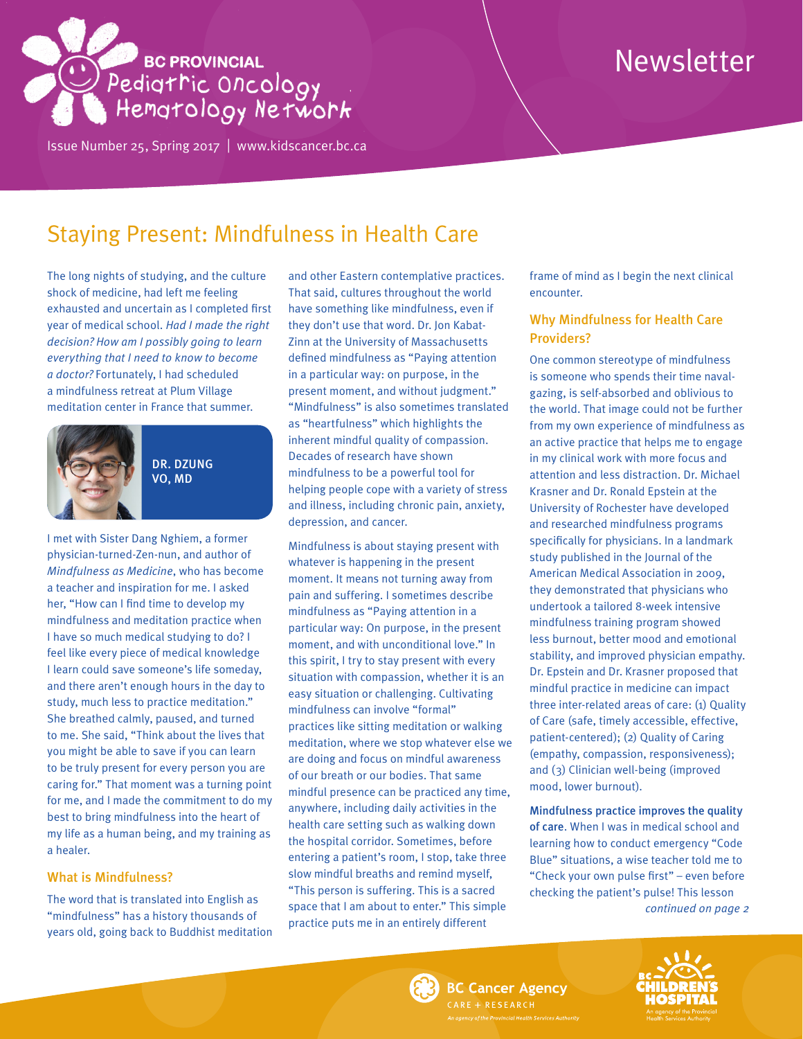BC PROVINCIAL Pediatric Oncology Hematology Network

Newsletter

Issue Number 25, Spring 2017 | www.kidscancer.bc.ca

# Staying Present: Mindfulness in Health Care

The long nights of studying, and the culture shock of medicine, had left me feeling exhausted and uncertain as I completed first year of medical school. *Had I made the right decision? How am I possibly going to learn everything that I need to know to become a doctor?* Fortunately, I had scheduled a mindfulness retreat at Plum Village meditation center in France that summer.

DR. DZUNG VO, MD

I met with Sister Dang Nghiem, a former physician-turned-Zen-nun, and author of *Mindfulness as Medicine*, who has become a teacher and inspiration for me. I asked her, "How can I find time to develop my mindfulness and meditation practice when I have so much medical studying to do? I feel like every piece of medical knowledge I learn could save someone's life someday, and there aren't enough hours in the day to study, much less to practice meditation." She breathed calmly, paused, and turned to me. She said, "Think about the lives that you might be able to save if you can learn to be truly present for every person you are caring for." That moment was a turning point for me, and I made the commitment to do my best to bring mindfulness into the heart of my life as a human being, and my training as a healer.

## What is Mindfulness?

The word that is translated into English as "mindfulness" has a history thousands of years old, going back to Buddhist meditation and other Eastern contemplative practices. That said, cultures throughout the world have something like mindfulness, even if they don't use that word. Dr. Jon Kabat-Zinn at the University of Massachusetts defined mindfulness as "Paying attention in a particular way: on purpose, in the present moment, and without judgment." "Mindfulness" is also sometimes translated as "heartfulness" which highlights the inherent mindful quality of compassion. Decades of research have shown mindfulness to be a powerful tool for helping people cope with a variety of stress and illness, including chronic pain, anxiety, depression, and cancer.

Mindfulness is about staying present with whatever is happening in the present moment. It means not turning away from pain and suffering. I sometimes describe mindfulness as "Paying attention in a particular way: On purpose, in the present moment, and with unconditional love." In this spirit, I try to stay present with every situation with compassion, whether it is an easy situation or challenging. Cultivating mindfulness can involve "formal" practices like sitting meditation or walking meditation, where we stop whatever else we are doing and focus on mindful awareness of our breath or our bodies. That same mindful presence can be practiced any time, anywhere, including daily activities in the health care setting such as walking down the hospital corridor. Sometimes, before entering a patient's room, I stop, take three slow mindful breaths and remind myself, "This person is suffering. This is a sacred space that I am about to enter." This simple practice puts me in an entirely different frame of mind as I begin the next clinical encounter.

## Why Mindfulness for Health Care Providers?

One common stereotype of mindfulness is someone who spends their time naval-gazing, is self-absorbed and oblivious to the world. That image could not be further from my own experience of mindfulness as an active practice that helps me to engage in my clinical work with more focus and attention and less distraction. Dr. Michael Krasner and Dr. Ronald Epstein at the University of Rochester have developed and researched mindfulness programs specifically for physicians. In a landmark study published in the Journal of the American Medical Association in 2009, they demonstrated that physicians who undertook a tailored 8-week intensive mindfulness training program showed less burnout, better mood and emotional stability, and improved physician empathy. Dr. Epstein and Dr. Krasner proposed that mindful practice in medicine can impact three inter-related areas of care: (1) Quality of Care (safe, timely accessible, effective, patient-centered); (2) Quality of Caring (empathy, compassion, responsiveness); and (3) Clinician well-being (improved mood, lower burnout).

**Mindfulness practice improves the quality of care**. When I was in medical school and learning how to conduct emergency "Code Blue" situations, a wise teacher told me to "Check your own pulse first" – even before checking the patient's pulse! This lesson

*continued on page 2*

BC Cancer Agency CARE + RESEARCH An agency of the Provincial Health Services Authority

BC Children's Hospital An agency of the Provincial Health Services Authority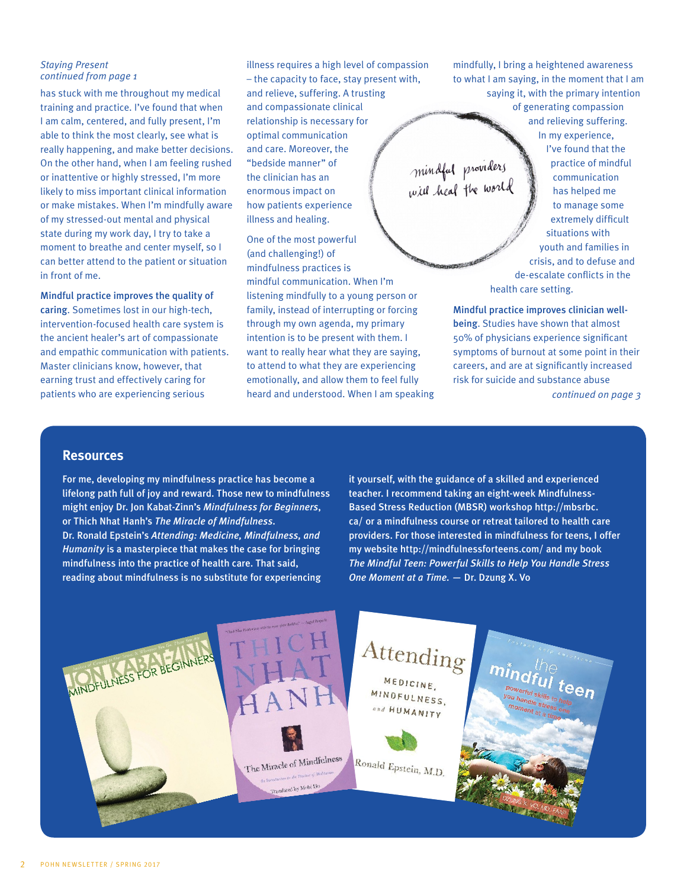*Staying Present*
*continued from page 1*

has stuck with me throughout my medical training and practice. I've found that when I am calm, centered, and fully present, I'm able to think the most clearly, see what is really happening, and make better decisions. On the other hand, when I am feeling rushed or inattentive or highly stressed, I'm more likely to miss important clinical information or make mistakes. When I'm mindfully aware of my stressed-out mental and physical state during my work day, I try to take a moment to breathe and center myself, so I can better attend to the patient or situation in front of me.

**Mindful practice improves the quality of caring**. Sometimes lost in our high-tech, intervention-focused health care system is the ancient healer's art of compassionate and empathic communication with patients. Master clinicians know, however, that earning trust and effectively caring for patients who are experiencing serious illness requires a high level of compassion – the capacity to face, stay present with, and relieve, suffering. A trusting and compassionate clinical relationship is necessary for optimal communication and care. Moreover, the "bedside manner" of the clinician has an enormous impact on how patients experience illness and healing.

One of the most powerful (and challenging!) of mindfulness practices is mindful communication. When I'm listening mindfully to a young person or family, instead of interrupting or forcing through my own agenda, my primary intention is to be present with them. I want to really hear what they are saying, to attend to what they are experiencing emotionally, and allow them to feel fully heard and understood. When I am speaking mindfully, I bring a heightened awareness to what I am saying, in the moment that I am saying it, with the primary intention of generating compassion and relieving suffering. In my experience, I've found that the practice of mindful communication has helped me to manage some extremely difficult situations with youth and families in crisis, and to defuse and de-escalate conflicts in the health care setting.

mindful providers will heal the world

**Mindful practice improves clinician well-being**. Studies have shown that almost 50% of physicians experience significant symptoms of burnout at some point in their careers, and are at significantly increased risk for suicide and substance abuse

*continued on page 3*

## Resources

**For me, developing my mindfulness practice has become a lifelong path full of joy and reward. Those new to mindfulness might enjoy Dr. Jon Kabat-Zinn's *Mindfulness for Beginners*, or Thich Nhat Hanh's *The Miracle of Mindfulness*. Dr. Ronald Epstein's *Attending: Medicine, Mindfulness, and Humanity* is a masterpiece that makes the case for bringing mindfulness into the practice of health care. That said, reading about mindfulness is no substitute for experiencing it yourself, with the guidance of a skilled and experienced teacher. I recommend taking an eight-week Mindfulness-Based Stress Reduction (MBSR) workshop http://mbsrbc.ca/ or a mindfulness course or retreat tailored to health care providers. For those interested in mindfulness for teens, I offer my website http://mindfulnessforteens.com/ and my book *The Mindful Teen: Powerful Skills to Help You Handle Stress One Moment at a Time*. — Dr. Dzung X. Vo**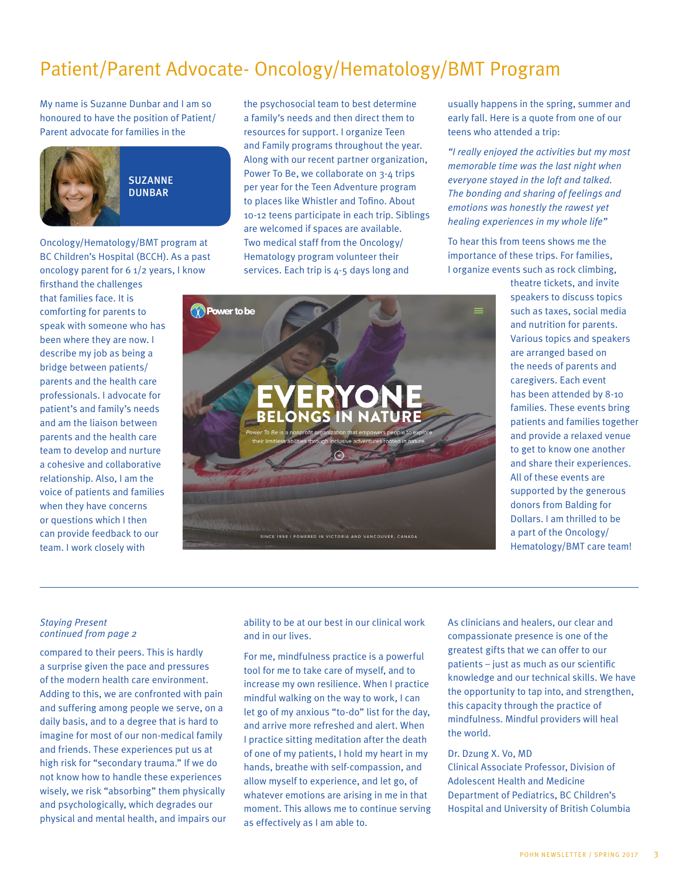# Patient/Parent Advocate- Oncology/Hematology/BMT Program

My name is Suzanne Dunbar and I am so honoured to have the position of Patient/Parent advocate for families in the

**SUZANNE DUNBAR**

Oncology/Hematology/BMT program at BC Children's Hospital (BCCH). As a past oncology parent for 6 1/2 years, I know firsthand the challenges that families face. It is comforting for parents to speak with someone who has been where they are now. I describe my job as being a bridge between patients/parents and the health care professionals. I advocate for patient's and family's needs and am the liaison between parents and the health care team to develop and nurture a cohesive and collaborative relationship. Also, I am the voice of patients and families when they have concerns or questions which I then can provide feedback to our team. I work closely with the psychosocial team to best determine a family's needs and then direct them to resources for support. I organize Teen and Family programs throughout the year. Along with our recent partner organization, Power To Be, we collaborate on 3-4 trips per year for the Teen Adventure program to places like Whistler and Tofino. About 10-12 teens participate in each trip. Siblings are welcomed if spaces are available. Two medical staff from the Oncology/Hematology program volunteer their services. Each trip is 4-5 days long and usually happens in the spring, summer and early fall. Here is a quote from one of our teens who attended a trip:

*"I really enjoyed the activities but my most memorable time was the last night when everyone stayed in the loft and talked. The bonding and sharing of feelings and emotions was honestly the rawest yet healing experiences in my whole life"*

To hear this from teens shows me the importance of these trips. For families, I organize events such as rock climbing, theatre tickets, and invite speakers to discuss topics such as taxes, social media and nutrition for parents. Various topics and speakers are arranged based on the needs of parents and caregivers. Each event has been attended by 8-10 families. These events bring patients and families together and provide a relaxed venue to get to know one another and share their experiences. All of these events are supported by the generous donors from Balding for Dollars. I am thrilled to be a part of the Oncology/Hematology/BMT care team!

Power to be

EVERYONE BELONGS IN NATURE

*Power To Be* is a nonprofit organization that empowers people to explore their limitless abilities through inclusive adventures rooted in nature.

SINCE 1998 I POWERED IN VICTORIA AND VANCOUVER, CANADA

---

*Staying Present*
*continued from page 2*

compared to their peers. This is hardly a surprise given the pace and pressures of the modern health care environment. Adding to this, we are confronted with pain and suffering among people we serve, on a daily basis, and to a degree that is hard to imagine for most of our non-medical family and friends. These experiences put us at high risk for "secondary trauma." If we do not know how to handle these experiences wisely, we risk "absorbing" them physically and psychologically, which degrades our physical and mental health, and impairs our ability to be at our best in our clinical work and in our lives.

For me, mindfulness practice is a powerful tool for me to take care of myself, and to increase my own resilience. When I practice mindful walking on the way to work, I can let go of my anxious "to-do" list for the day, and arrive more refreshed and alert. When I practice sitting meditation after the death of one of my patients, I hold my heart in my hands, breathe with self-compassion, and allow myself to experience, and let go, of whatever emotions are arising in me in that moment. This allows me to continue serving as effectively as I am able to.

As clinicians and healers, our clear and compassionate presence is one of the greatest gifts that we can offer to our patients – just as much as our scientific knowledge and our technical skills. We have the opportunity to tap into, and strengthen, this capacity through the practice of mindfulness. Mindful providers will heal the world.

Dr. Dzung X. Vo, MD
Clinical Associate Professor, Division of Adolescent Health and Medicine
Department of Pediatrics, BC Children's Hospital and University of British Columbia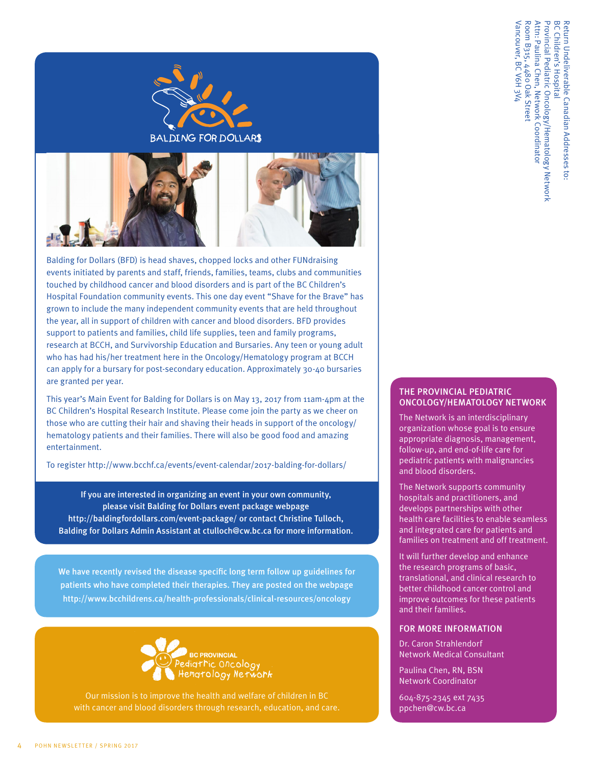BALDING FOR DOLLAR$

Balding for Dollars (BFD) is head shaves, chopped locks and other FUNdraising events initiated by parents and staff, friends, families, teams, clubs and communities touched by childhood cancer and blood disorders and is part of the BC Children's Hospital Foundation community events. This one day event "Shave for the Brave" has grown to include the many independent community events that are held throughout the year, all in support of children with cancer and blood disorders. BFD provides support to patients and families, child life supplies, teen and family programs, research at BCCH, and Survivorship Education and Bursaries. Any teen or young adult who has had his/her treatment here in the Oncology/Hematology program at BCCH can apply for a bursary for post-secondary education. Approximately 30-40 bursaries are granted per year.

This year's Main Event for Balding for Dollars is on May 13, 2017 from 11am-4pm at the BC Children's Hospital Research Institute. Please come join the party as we cheer on those who are cutting their hair and shaving their heads in support of the oncology/hematology patients and their families. There will also be good food and amazing entertainment.

To register http://www.bcchf.ca/events/event-calendar/2017-balding-for-dollars/

**If you are interested in organizing an event in your own community, please visit Balding for Dollars event package webpage http://baldingfordollars.com/event-package/ or contact Christine Tulloch, Balding for Dollars Admin Assistant at ctulloch@cw.bc.ca for more information.**

**We have recently revised the disease specific long term follow up guidelines for patients who have completed their therapies. They are posted on the webpage http://www.bcchildrens.ca/health-professionals/clinical-resources/oncology**

BC PROVINCIAL Pediatric Oncology Hematology Network

Our mission is to improve the health and welfare of children in BC with cancer and blood disorders through research, education, and care.

## THE PROVINCIAL PEDIATRIC ONCOLOGY/HEMATOLOGY NETWORK

The Network is an interdisciplinary organization whose goal is to ensure appropriate diagnosis, management, follow-up, and end-of-life care for pediatric patients with malignancies and blood disorders.

The Network supports community hospitals and practitioners, and develops partnerships with other health care facilities to enable seamless and integrated care for patients and families on treatment and off treatment.

It will further develop and enhance the research programs of basic, translational, and clinical research to better childhood cancer control and improve outcomes for these patients and their families.

## FOR MORE INFORMATION

Dr. Caron Strahlendorf
Network Medical Consultant

Paulina Chen, RN, BSN
Network Coordinator

604-875-2345 ext 7435
ppchen@cw.bc.ca

Return Undeliverable Canadian Addresses to:
BC Children's Hospital
Provincial Pediatric Oncology/Hematology Network
Attn: Paulina Chen, Network Coordinator
Room B315, 4480 Oak Street
Vancouver, BC V6H 3V4